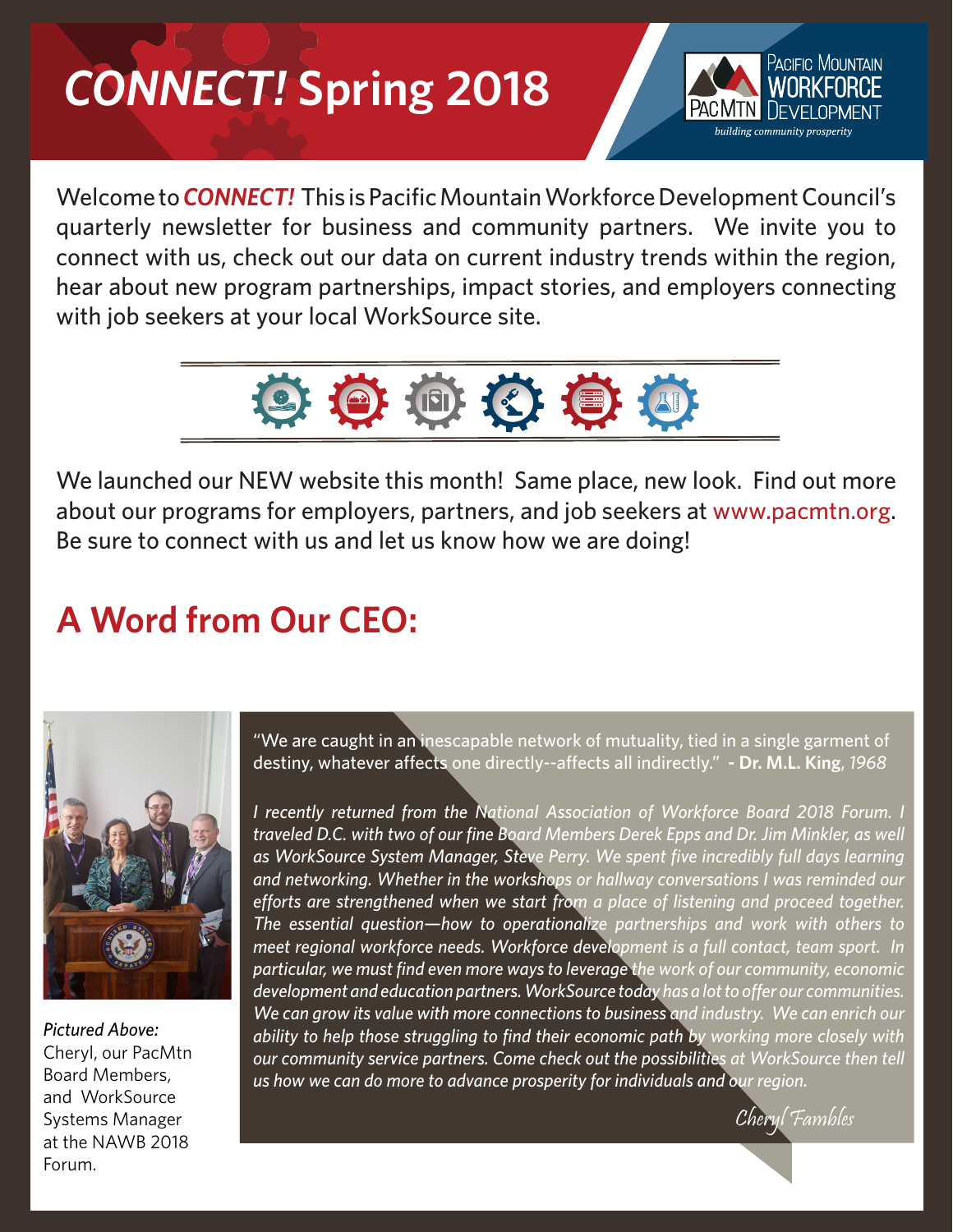# *CONNECT!* Spring 2018

Pacific Mountain Workforce Development

*building community prosperity*

Welcome to ***CONNECT!*** This is Pacific Mountain Workforce Development Council's quarterly newsletter for business and community partners. We invite you to connect with us, check out our data on current industry trends within the region, hear about new program partnerships, impact stories, and employers connecting with job seekers at your local WorkSource site.

We launched our NEW website this month! Same place, new look. Find out more about our programs for employers, partners, and job seekers at www.pacmtn.org. Be sure to connect with us and let us know how we are doing!

## A Word from Our CEO:

*Pictured Above:* Cheryl, our PacMtn Board Members, and WorkSource Systems Manager at the NAWB 2018 Forum.

"We are caught in an inescapable network of mutuality, tied in a single garment of destiny, whatever affects one directly--affects all indirectly." **- Dr. M.L. King**, *1968*

*I recently returned from the National Association of Workforce Board 2018 Forum. I traveled D.C. with two of our fine Board Members Derek Epps and Dr. Jim Minkler, as well as WorkSource System Manager, Steve Perry. We spent five incredibly full days learning and networking. Whether in the workshops or hallway conversations I was reminded our efforts are strengthened when we start from a place of listening and proceed together. The essential question—how to operationalize partnerships and work with others to meet regional workforce needs. Workforce development is a full contact, team sport. In particular, we must find even more ways to leverage the work of our community, economic development and education partners. WorkSource today has a lot to offer our communities. We can grow its value with more connections to business and industry. We can enrich our ability to help those struggling to find their economic path by working more closely with our community service partners. Come check out the possibilities at WorkSource then tell us how we can do more to advance prosperity for individuals and our region.*

*Cheryl Fambles*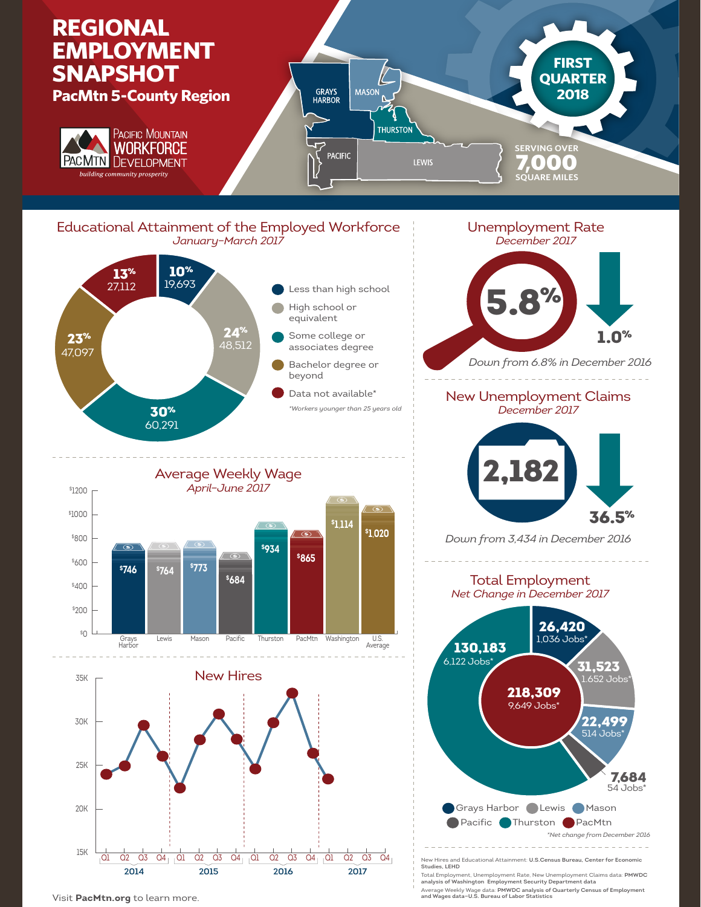# REGIONAL EMPLOYMENT SNAPSHOT

**PacMtn 5-County Region**

Pacific Mountain Workforce Development — *building community prosperity*

GRAYS HARBOR · MASON · THURSTON · PACIFIC · LEWIS

**FIRST QUARTER 2018**

SERVING OVER **7,000** SQUARE MILES

## Educational Attainment of the Employed Workforce

*January–March 2017*

| Category | Percent | Workers |
|---|---|---|
| Less than high school | 10% | 19,693 |
| High school or equivalent | 24% | 48,512 |
| Some college or associates degree | 30% | 60,291 |
| Bachelor degree or beyond | 23% | 47,097 |
| Data not available* | 13% | 27,112 |

*Workers younger than 25 years old

## Unemployment Rate

*December 2017*

**5.8%** — down **1.0%**

*Down from 6.8% in December 2016*

## New Unemployment Claims

*December 2017*

**2,182** — down **36.5%**

*Down from 3,434 in December 2016*

## Average Weekly Wage

*April–June 2017*

| Area | Average Weekly Wage |
|---|---|
| Grays Harbor | $746 |
| Lewis | $764 |
| Mason | $773 |
| Pacific | $684 |
| Thurston | $934 |
| PacMtn | $865 |
| Washington | $1,114 |
| U.S. Average | $1,020 |

## Total Employment

*Net Change in December 2017*

| Area | Total Employment | Net Change* |
|---|---|---|
| Grays Harbor | 26,420 | 1,036 Jobs |
| Lewis | 31,523 | 1,652 Jobs |
| Mason | 22,499 | 514 Jobs |
| Pacific | 7,684 | 54 Jobs |
| Thurston | 130,183 | 6,122 Jobs |
| PacMtn | 218,309 | 9,649 Jobs |

*Net change from December 2016

## New Hires

| Year | Q1 | Q2 | Q3 | Q4 |
|---|---|---|---|---|
| 2014 | ~24K | ~25K | ~29.5K | ~26K |
| 2015 | ~22.5K | ~28K | ~31K | ~28K |
| 2016 | ~24.5K | ~30K | ~33K | ~26.5K |
| 2017 | ~23.5K | | | |

New Hires and Educational Attainment: U.S.Census Bureau, Center for Economic Studies, LEHD

Total Employment, Unemployment Rate, New Unemployment Claims data: PMWDC analysis of Washington Employment Security Department data

Average Weekly Wage data: PMWDC analysis of Quarterly Census of Employment and Wages data–U.S. Bureau of Labor Statistics

Visit **PacMtn.org** to learn more.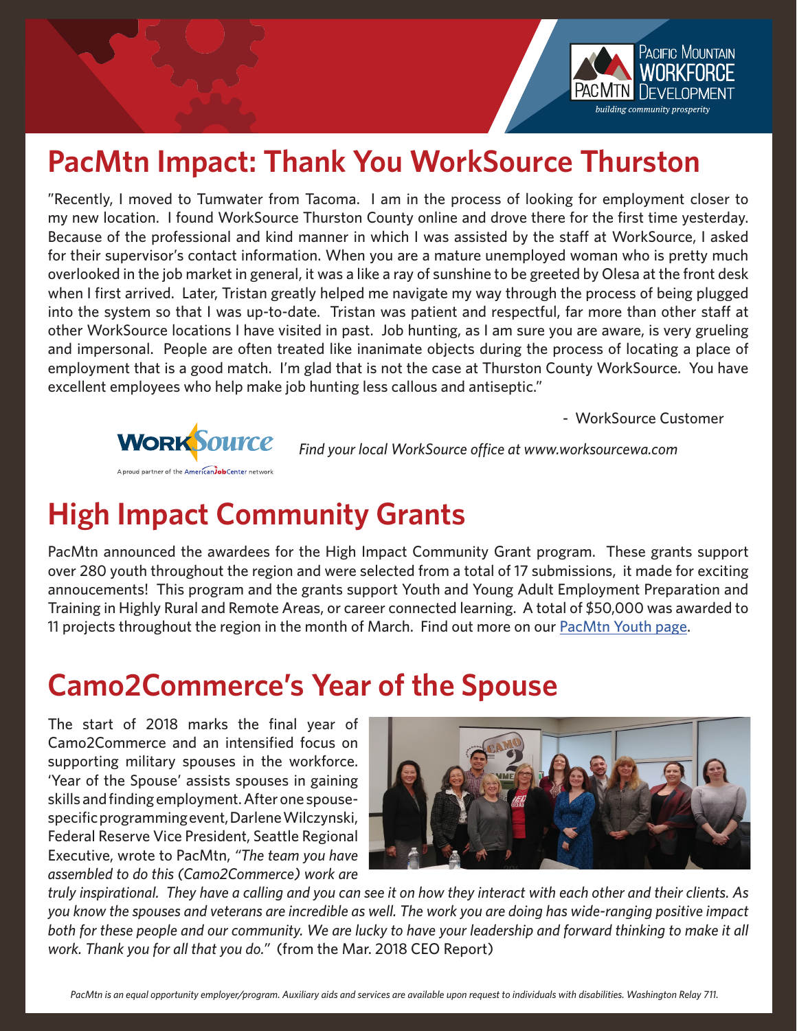Pacific Mountain WORKFORCE Development
building community prosperity

# PacMtn Impact: Thank You WorkSource Thurston

"Recently, I moved to Tumwater from Tacoma. I am in the process of looking for employment closer to my new location. I found WorkSource Thurston County online and drove there for the first time yesterday. Because of the professional and kind manner in which I was assisted by the staff at WorkSource, I asked for their supervisor's contact information. When you are a mature unemployed woman who is pretty much overlooked in the job market in general, it was a like a ray of sunshine to be greeted by Olesa at the front desk when I first arrived. Later, Tristan greatly helped me navigate my way through the process of being plugged into the system so that I was up-to-date. Tristan was patient and respectful, far more than other staff at other WorkSource locations I have visited in past. Job hunting, as I am sure you are aware, is very grueling and impersonal. People are often treated like inanimate objects during the process of locating a place of employment that is a good match. I'm glad that is not the case at Thurston County WorkSource. You have excellent employees who help make job hunting less callous and antiseptic."

- WorkSource Customer

WorkSource — A proud partner of the AmericanJobCenter network

*Find your local WorkSource office at www.worksourcewa.com*

# High Impact Community Grants

PacMtn announced the awardees for the High Impact Community Grant program. These grants support over 280 youth throughout the region and were selected from a total of 17 submissions, it made for exciting annoucements! This program and the grants support Youth and Young Adult Employment Preparation and Training in Highly Rural and Remote Areas, or career connected learning. A total of $50,000 was awarded to 11 projects throughout the region in the month of March. Find out more on our [PacMtn Youth page](PacMtn Youth page).

# Camo2Commerce's Year of the Spouse

The start of 2018 marks the final year of Camo2Commerce and an intensified focus on supporting military spouses in the workforce. 'Year of the Spouse' assists spouses in gaining skills and finding employment. After one spouse-specific programming event, Darlene Wilczynski, Federal Reserve Vice President, Seattle Regional Executive, wrote to PacMtn, "*The team you have assembled to do this (Camo2Commerce) work are truly inspirational. They have a calling and you can see it on how they interact with each other and their clients. As you know the spouses and veterans are incredible as well. The work you are doing has wide-ranging positive impact both for these people and our community. We are lucky to have your leadership and forward thinking to make it all work. Thank you for all that you do.*" (from the Mar. 2018 CEO Report)

*PacMtn is an equal opportunity employer/program. Auxiliary aids and services are available upon request to individuals with disabilities. Washington Relay 711.*